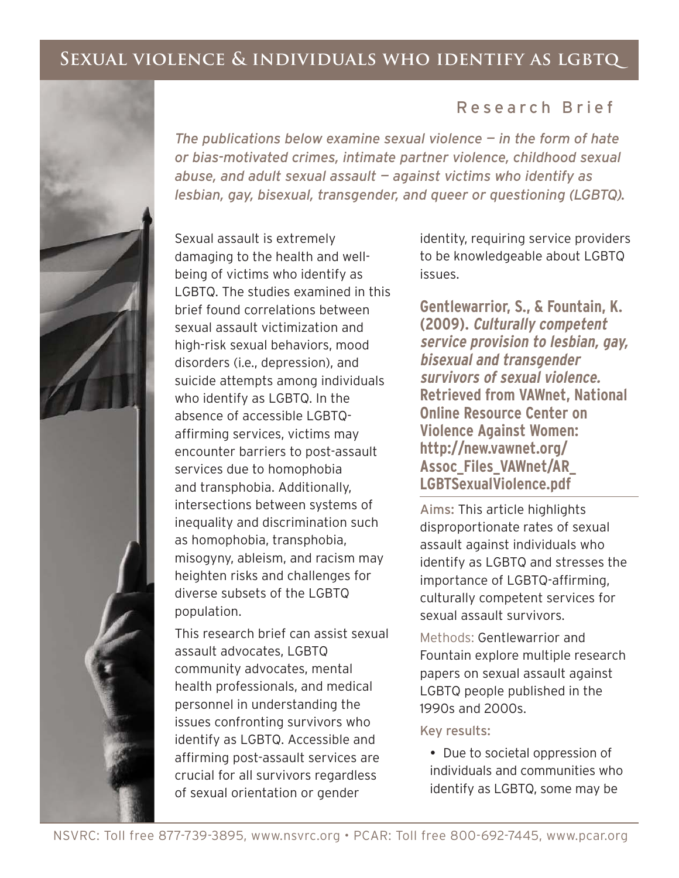# Sexual violence & individuals who identify as LGBTQ

## Research Brief

*The publications below examine sexual violence — in the form of hate or bias-motivated crimes, intimate partner violence, childhood sexual abuse, and adult sexual assault — against victims who identify as lesbian, gay, bisexual, transgender, and queer or questioning (LGBTQ).*

Sexual assault is extremely damaging to the health and well-being of victims who identify as LGBTQ. The studies examined in this brief found correlations between sexual assault victimization and high-risk sexual behaviors, mood disorders (i.e., depression), and suicide attempts among individuals who identify as LGBTQ. In the absence of accessible LGBTQ-affirming services, victims may encounter barriers to post-assault services due to homophobia and transphobia. Additionally, intersections between systems of inequality and discrimination such as homophobia, transphobia, misogyny, ableism, and racism may heighten risks and challenges for diverse subsets of the LGBTQ population.

This research brief can assist sexual assault advocates, LGBTQ community advocates, mental health professionals, and medical personnel in understanding the issues confronting survivors who identify as LGBTQ. Accessible and affirming post-assault services are crucial for all survivors regardless of sexual orientation or gender identity, requiring service providers to be knowledgeable about LGBTQ issues.

**Gentlewarrior, S., & Fountain, K. (2009). *Culturally competent service provision to lesbian, gay, bisexual and transgender survivors of sexual violence.* Retrieved from VAWnet, National Online Resource Center on Violence Against Women: http://new.vawnet.org/Assoc_Files_VAWnet/AR_LGBTSexualViolence.pdf**

Aims: This article highlights disproportionate rates of sexual assault against individuals who identify as LGBTQ and stresses the importance of LGBTQ-affirming, culturally competent services for sexual assault survivors.

Methods: Gentlewarrior and Fountain explore multiple research papers on sexual assault against LGBTQ people published in the 1990s and 2000s.

Key results:

- Due to societal oppression of individuals and communities who identify as LGBTQ, some may be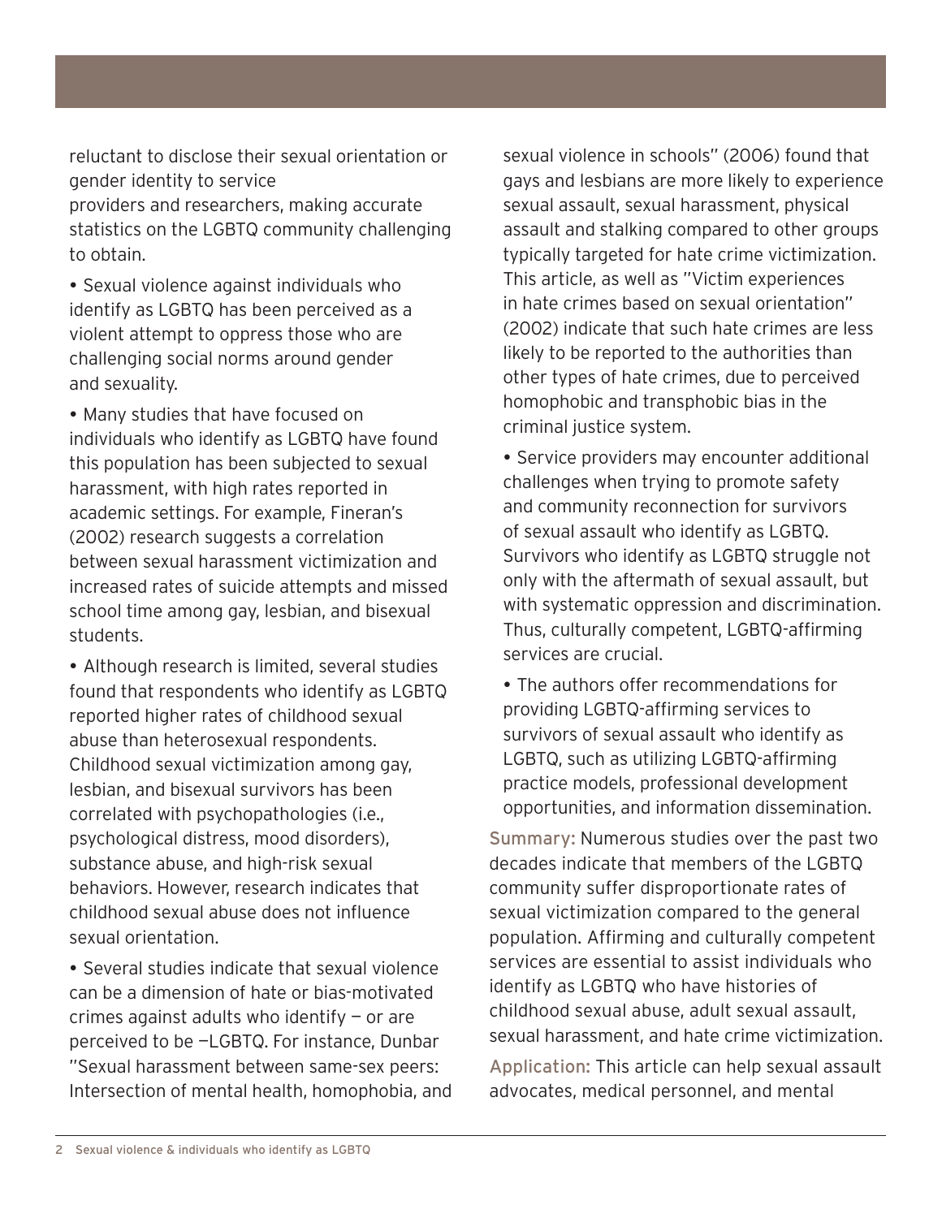reluctant to disclose their sexual orientation or gender identity to service providers and researchers, making accurate statistics on the LGBTQ community challenging to obtain.

- Sexual violence against individuals who identify as LGBTQ has been perceived as a violent attempt to oppress those who are challenging social norms around gender and sexuality.
- Many studies that have focused on individuals who identify as LGBTQ have found this population has been subjected to sexual harassment, with high rates reported in academic settings. For example, Fineran's (2002) research suggests a correlation between sexual harassment victimization and increased rates of suicide attempts and missed school time among gay, lesbian, and bisexual students.
- Although research is limited, several studies found that respondents who identify as LGBTQ reported higher rates of childhood sexual abuse than heterosexual respondents. Childhood sexual victimization among gay, lesbian, and bisexual survivors has been correlated with psychopathologies (i.e., psychological distress, mood disorders), substance abuse, and high-risk sexual behaviors. However, research indicates that childhood sexual abuse does not influence sexual orientation.
- Several studies indicate that sexual violence can be a dimension of hate or bias-motivated crimes against adults who identify — or are perceived to be —LGBTQ. For instance, Dunbar "Sexual harassment between same-sex peers: Intersection of mental health, homophobia, and sexual violence in schools" (2006) found that gays and lesbians are more likely to experience sexual assault, sexual harassment, physical assault and stalking compared to other groups typically targeted for hate crime victimization. This article, as well as "Victim experiences in hate crimes based on sexual orientation" (2002) indicate that such hate crimes are less likely to be reported to the authorities than other types of hate crimes, due to perceived homophobic and transphobic bias in the criminal justice system.
- Service providers may encounter additional challenges when trying to promote safety and community reconnection for survivors of sexual assault who identify as LGBTQ. Survivors who identify as LGBTQ struggle not only with the aftermath of sexual assault, but with systematic oppression and discrimination. Thus, culturally competent, LGBTQ-affirming services are crucial.
- The authors offer recommendations for providing LGBTQ-affirming services to survivors of sexual assault who identify as LGBTQ, such as utilizing LGBTQ-affirming practice models, professional development opportunities, and information dissemination.

**Summary:** Numerous studies over the past two decades indicate that members of the LGBTQ community suffer disproportionate rates of sexual victimization compared to the general population. Affirming and culturally competent services are essential to assist individuals who identify as LGBTQ who have histories of childhood sexual abuse, adult sexual assault, sexual harassment, and hate crime victimization.

**Application:** This article can help sexual assault advocates, medical personnel, and mental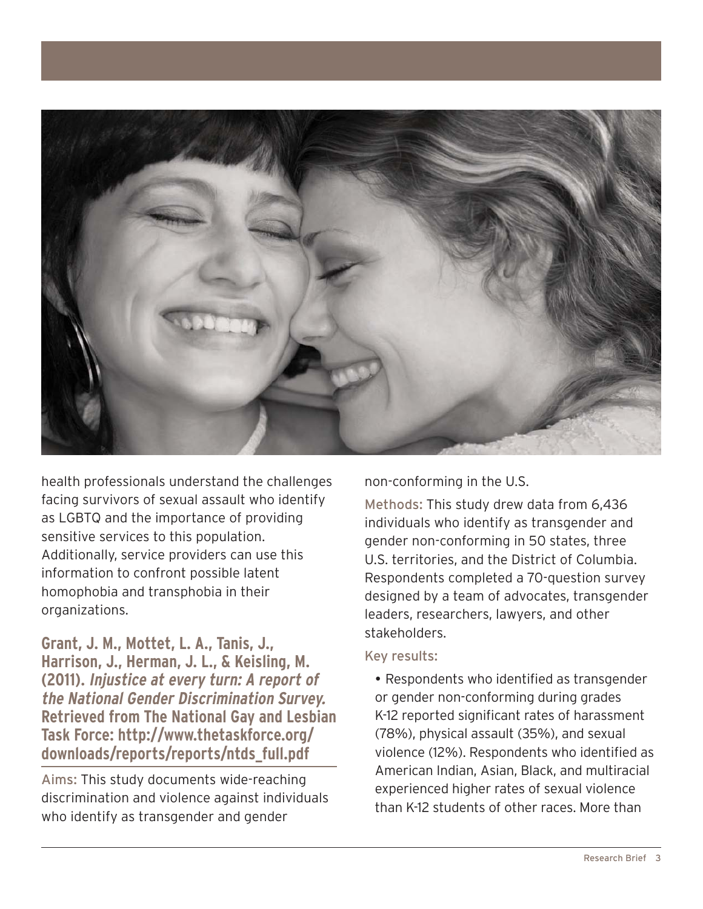health professionals understand the challenges facing survivors of sexual assault who identify as LGBTQ and the importance of providing sensitive services to this population. Additionally, service providers can use this information to confront possible latent homophobia and transphobia in their organizations.

**Grant, J. M., Mottet, L. A., Tanis, J., Harrison, J., Herman, J. L., & Keisling, M. (2011). *Injustice at every turn: A report of the National Gender Discrimination Survey.* Retrieved from The National Gay and Lesbian Task Force: http://www.thetaskforce.org/downloads/reports/reports/ntds_full.pdf**

Aims: This study documents wide-reaching discrimination and violence against individuals who identify as transgender and gender non-conforming in the U.S.

Methods: This study drew data from 6,436 individuals who identify as transgender and gender non-conforming in 50 states, three U.S. territories, and the District of Columbia. Respondents completed a 70-question survey designed by a team of advocates, transgender leaders, researchers, lawyers, and other stakeholders.

Key results:

- Respondents who identified as transgender or gender non-conforming during grades K-12 reported significant rates of harassment (78%), physical assault (35%), and sexual violence (12%). Respondents who identified as American Indian, Asian, Black, and multiracial experienced higher rates of sexual violence than K-12 students of other races. More than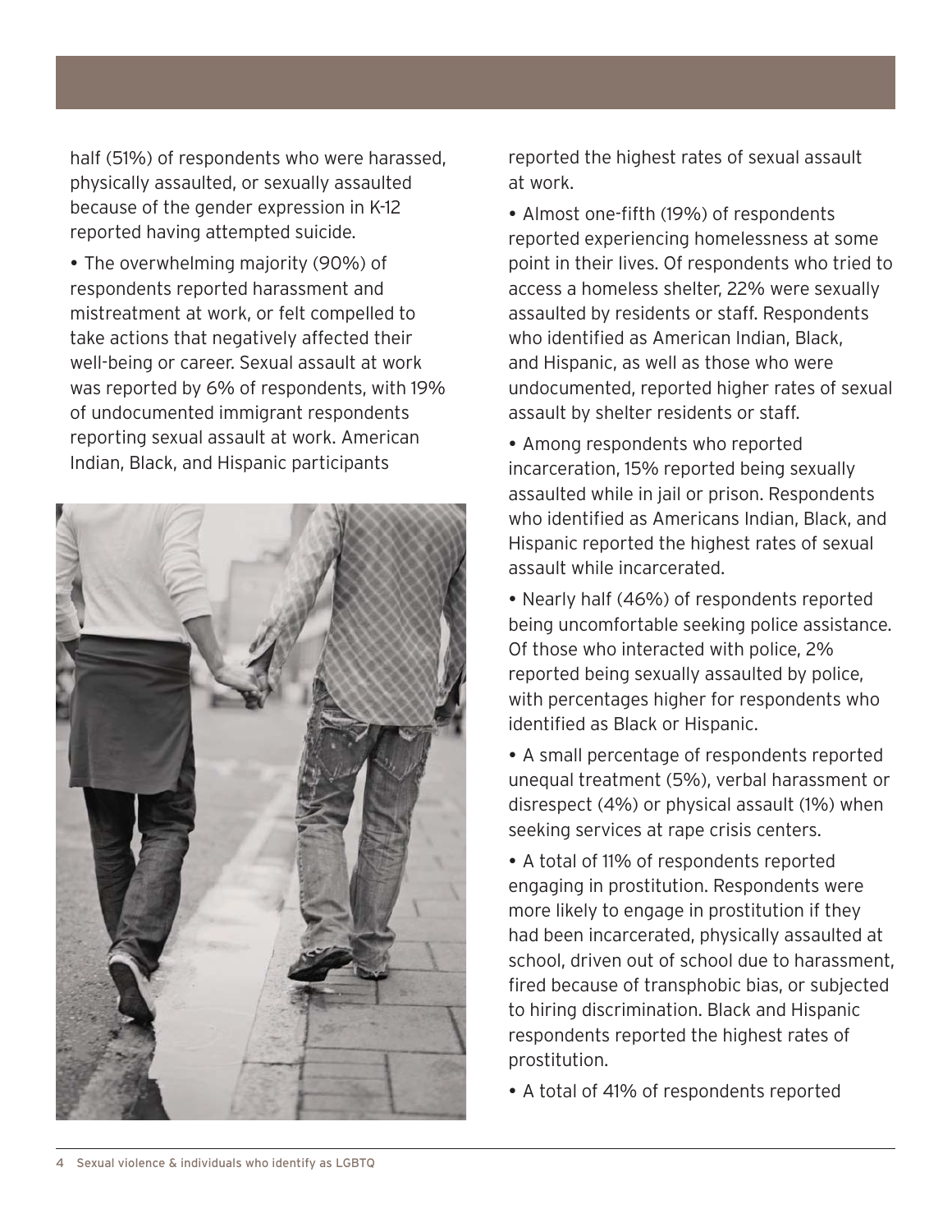half (51%) of respondents who were harassed, physically assaulted, or sexually assaulted because of the gender expression in K-12 reported having attempted suicide.

- The overwhelming majority (90%) of respondents reported harassment and mistreatment at work, or felt compelled to take actions that negatively affected their well-being or career. Sexual assault at work was reported by 6% of respondents, with 19% of undocumented immigrant respondents reporting sexual assault at work. American Indian, Black, and Hispanic participants reported the highest rates of sexual assault at work.

- Almost one-fifth (19%) of respondents reported experiencing homelessness at some point in their lives. Of respondents who tried to access a homeless shelter, 22% were sexually assaulted by residents or staff. Respondents who identified as American Indian, Black, and Hispanic, as well as those who were undocumented, reported higher rates of sexual assault by shelter residents or staff.

- Among respondents who reported incarceration, 15% reported being sexually assaulted while in jail or prison. Respondents who identified as Americans Indian, Black, and Hispanic reported the highest rates of sexual assault while incarcerated.

- Nearly half (46%) of respondents reported being uncomfortable seeking police assistance. Of those who interacted with police, 2% reported being sexually assaulted by police, with percentages higher for respondents who identified as Black or Hispanic.

- A small percentage of respondents reported unequal treatment (5%), verbal harassment or disrespect (4%) or physical assault (1%) when seeking services at rape crisis centers.

- A total of 11% of respondents reported engaging in prostitution. Respondents were more likely to engage in prostitution if they had been incarcerated, physically assaulted at school, driven out of school due to harassment, fired because of transphobic bias, or subjected to hiring discrimination. Black and Hispanic respondents reported the highest rates of prostitution.

- A total of 41% of respondents reported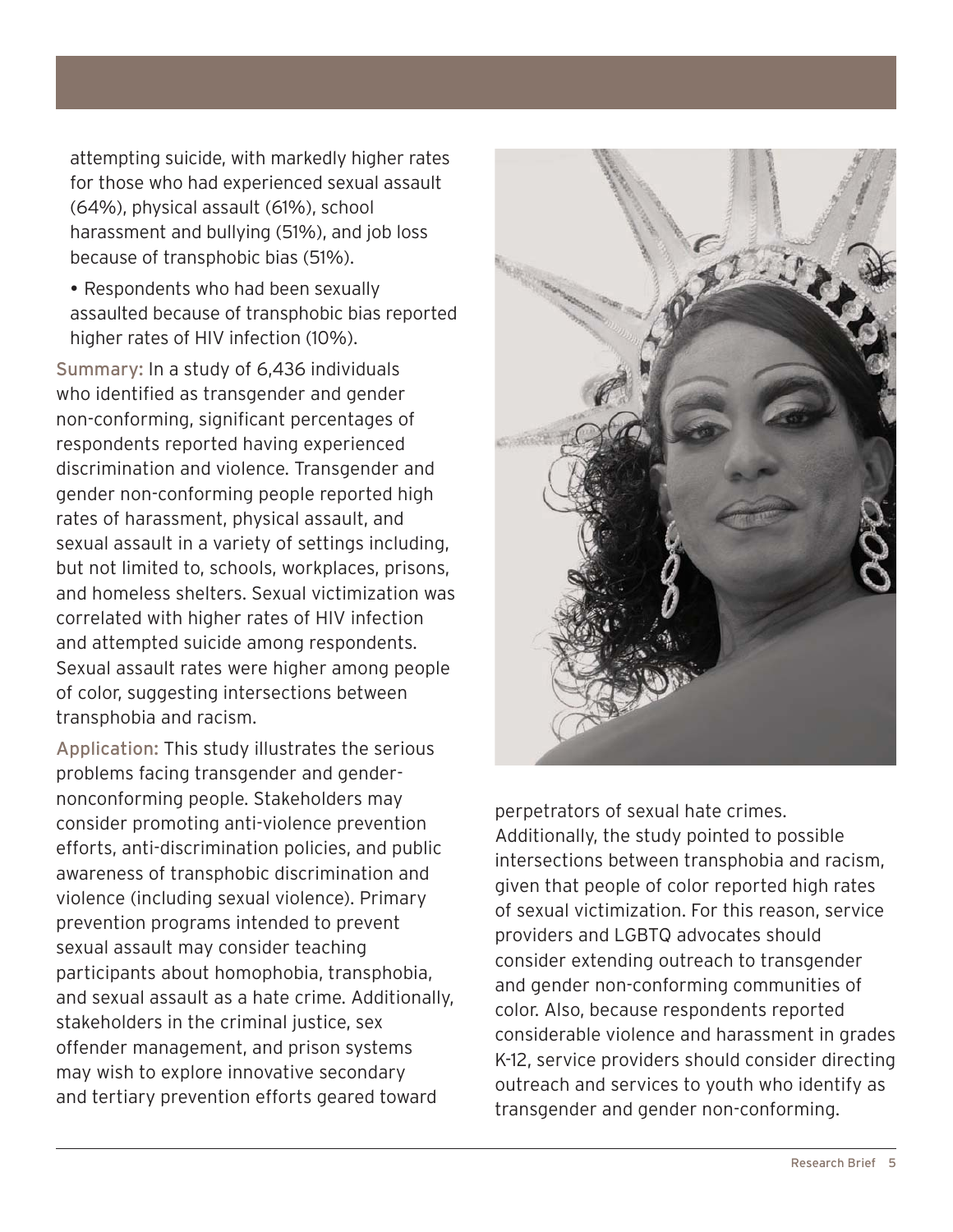attempting suicide, with markedly higher rates for those who had experienced sexual assault (64%), physical assault (61%), school harassment and bullying (51%), and job loss because of transphobic bias (51%).

- Respondents who had been sexually assaulted because of transphobic bias reported higher rates of HIV infection (10%).

**Summary:** In a study of 6,436 individuals who identified as transgender and gender non-conforming, significant percentages of respondents reported having experienced discrimination and violence. Transgender and gender non-conforming people reported high rates of harassment, physical assault, and sexual assault in a variety of settings including, but not limited to, schools, workplaces, prisons, and homeless shelters. Sexual victimization was correlated with higher rates of HIV infection and attempted suicide among respondents. Sexual assault rates were higher among people of color, suggesting intersections between transphobia and racism.

**Application:** This study illustrates the serious problems facing transgender and gender-nonconforming people. Stakeholders may consider promoting anti-violence prevention efforts, anti-discrimination policies, and public awareness of transphobic discrimination and violence (including sexual violence). Primary prevention programs intended to prevent sexual assault may consider teaching participants about homophobia, transphobia, and sexual assault as a hate crime. Additionally, stakeholders in the criminal justice, sex offender management, and prison systems may wish to explore innovative secondary and tertiary prevention efforts geared toward perpetrators of sexual hate crimes. Additionally, the study pointed to possible intersections between transphobia and racism, given that people of color reported high rates of sexual victimization. For this reason, service providers and LGBTQ advocates should consider extending outreach to transgender and gender non-conforming communities of color. Also, because respondents reported considerable violence and harassment in grades K-12, service providers should consider directing outreach and services to youth who identify as transgender and gender non-conforming.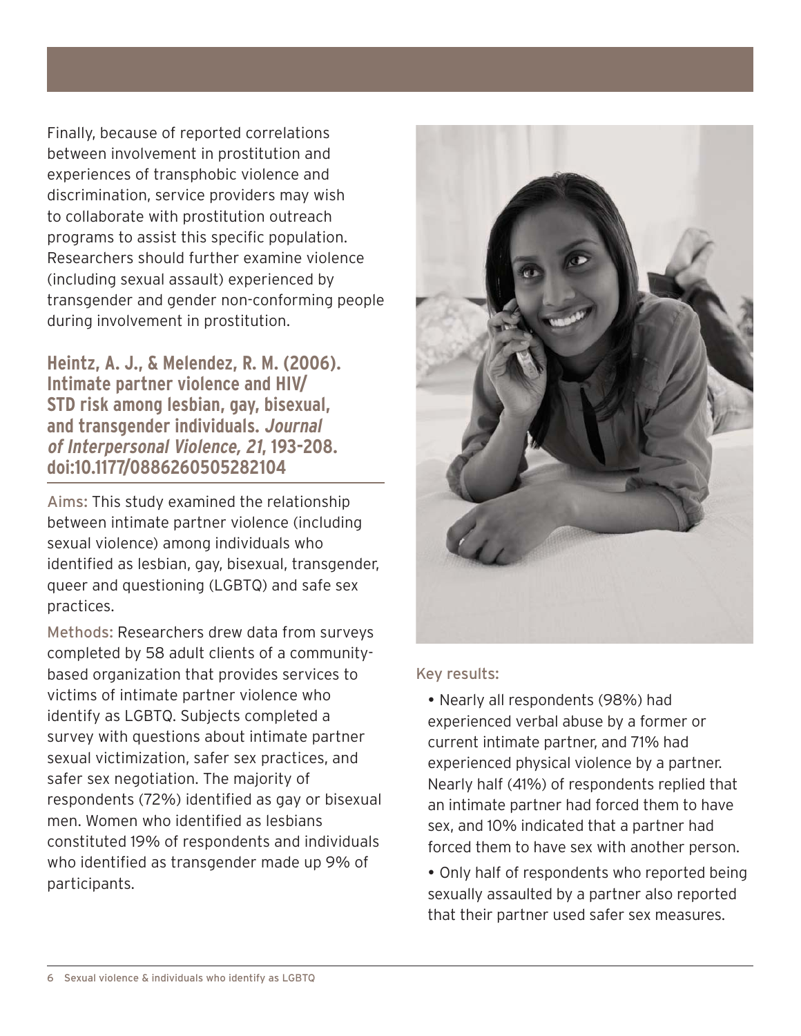Finally, because of reported correlations between involvement in prostitution and experiences of transphobic violence and discrimination, service providers may wish to collaborate with prostitution outreach programs to assist this specific population. Researchers should further examine violence (including sexual assault) experienced by transgender and gender non-conforming people during involvement in prostitution.

### Heintz, A. J., & Melendez, R. M. (2006). Intimate partner violence and HIV/STD risk among lesbian, gay, bisexual, and transgender individuals. *Journal of Interpersonal Violence, 21*, 193-208. doi:10.1177/0886260505282104

Aims: This study examined the relationship between intimate partner violence (including sexual violence) among individuals who identified as lesbian, gay, bisexual, transgender, queer and questioning (LGBTQ) and safe sex practices.

Methods: Researchers drew data from surveys completed by 58 adult clients of a community-based organization that provides services to victims of intimate partner violence who identify as LGBTQ. Subjects completed a survey with questions about intimate partner sexual victimization, safer sex practices, and safer sex negotiation. The majority of respondents (72%) identified as gay or bisexual men. Women who identified as lesbians constituted 19% of respondents and individuals who identified as transgender made up 9% of participants.

Key results:

- Nearly all respondents (98%) had experienced verbal abuse by a former or current intimate partner, and 71% had experienced physical violence by a partner. Nearly half (41%) of respondents replied that an intimate partner had forced them to have sex, and 10% indicated that a partner had forced them to have sex with another person.
- Only half of respondents who reported being sexually assaulted by a partner also reported that their partner used safer sex measures.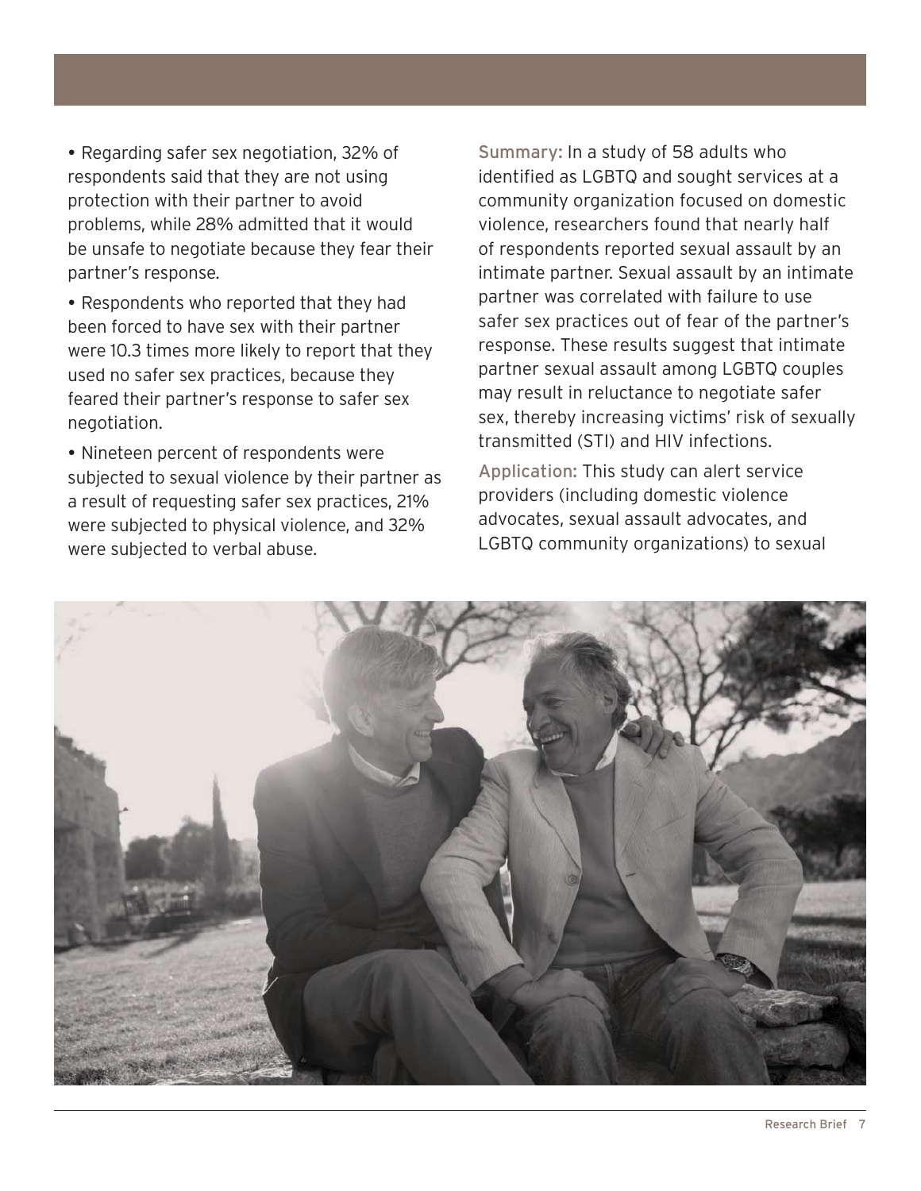- Regarding safer sex negotiation, 32% of respondents said that they are not using protection with their partner to avoid problems, while 28% admitted that it would be unsafe to negotiate because they fear their partner's response.
- Respondents who reported that they had been forced to have sex with their partner were 10.3 times more likely to report that they used no safer sex practices, because they feared their partner's response to safer sex negotiation.
- Nineteen percent of respondents were subjected to sexual violence by their partner as a result of requesting safer sex practices, 21% were subjected to physical violence, and 32% were subjected to verbal abuse.

**Summary:** In a study of 58 adults who identified as LGBTQ and sought services at a community organization focused on domestic violence, researchers found that nearly half of respondents reported sexual assault by an intimate partner. Sexual assault by an intimate partner was correlated with failure to use safer sex practices out of fear of the partner's response. These results suggest that intimate partner sexual assault among LGBTQ couples may result in reluctance to negotiate safer sex, thereby increasing victims' risk of sexually transmitted (STI) and HIV infections.

**Application:** This study can alert service providers (including domestic violence advocates, sexual assault advocates, and LGBTQ community organizations) to sexual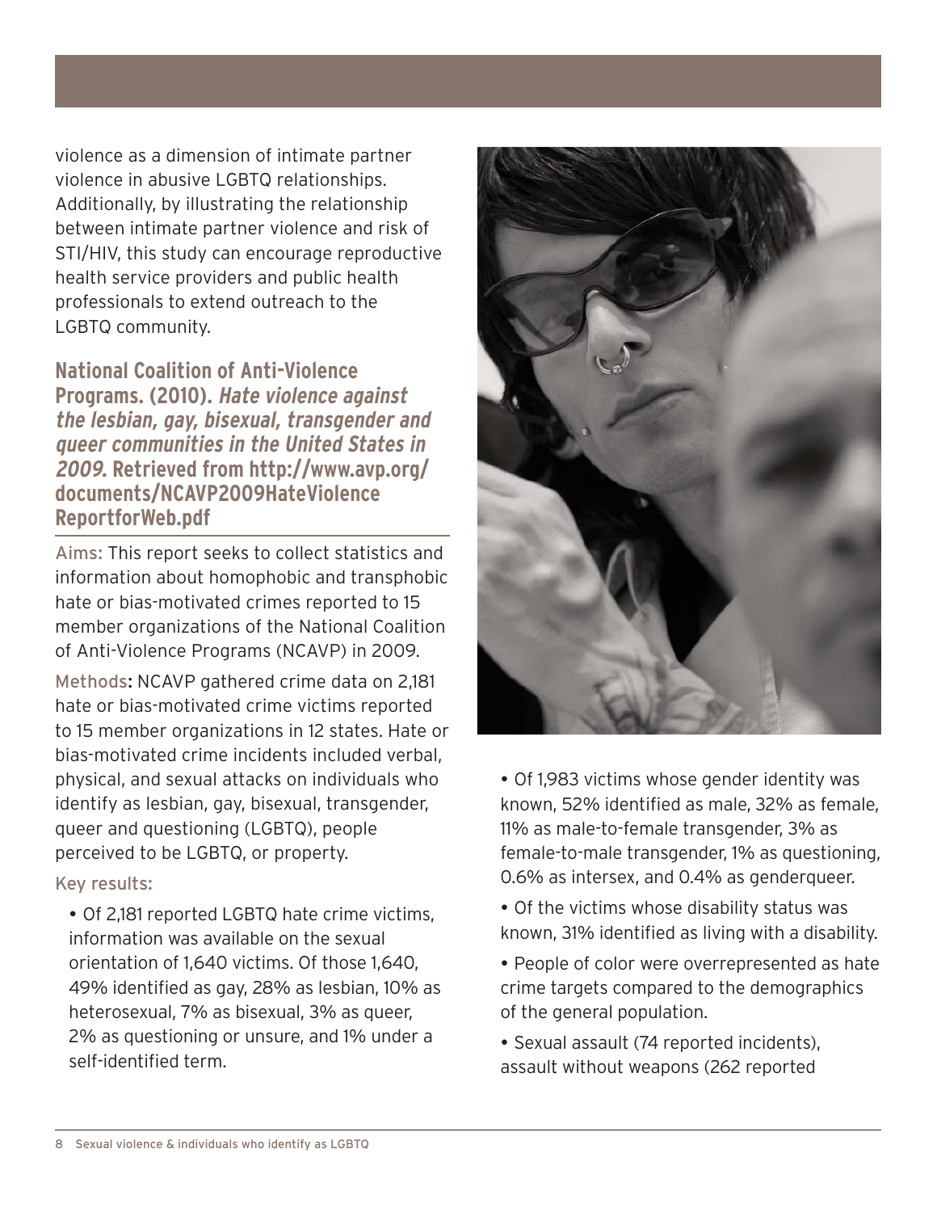violence as a dimension of intimate partner violence in abusive LGBTQ relationships. Additionally, by illustrating the relationship between intimate partner violence and risk of STI/HIV, this study can encourage reproductive health service providers and public health professionals to extend outreach to the LGBTQ community.

### National Coalition of Anti-Violence Programs. (2010). *Hate violence against the lesbian, gay, bisexual, transgender and queer communities in the United States in 2009.* Retrieved from http://www.avp.org/documents/NCAVP2009HateViolenceReportforWeb.pdf

Aims: This report seeks to collect statistics and information about homophobic and transphobic hate or bias-motivated crimes reported to 15 member organizations of the National Coalition of Anti-Violence Programs (NCAVP) in 2009.

Methods: NCAVP gathered crime data on 2,181 hate or bias-motivated crime victims reported to 15 member organizations in 12 states. Hate or bias-motivated crime incidents included verbal, physical, and sexual attacks on individuals who identify as lesbian, gay, bisexual, transgender, queer and questioning (LGBTQ), people perceived to be LGBTQ, or property.

Key results:

- Of 2,181 reported LGBTQ hate crime victims, information was available on the sexual orientation of 1,640 victims. Of those 1,640, 49% identified as gay, 28% as lesbian, 10% as heterosexual, 7% as bisexual, 3% as queer, 2% as questioning or unsure, and 1% under a self-identified term.
- Of 1,983 victims whose gender identity was known, 52% identified as male, 32% as female, 11% as male-to-female transgender, 3% as female-to-male transgender, 1% as questioning, 0.6% as intersex, and 0.4% as genderqueer.
- Of the victims whose disability status was known, 31% identified as living with a disability.
- People of color were overrepresented as hate crime targets compared to the demographics of the general population.
- Sexual assault (74 reported incidents), assault without weapons (262 reported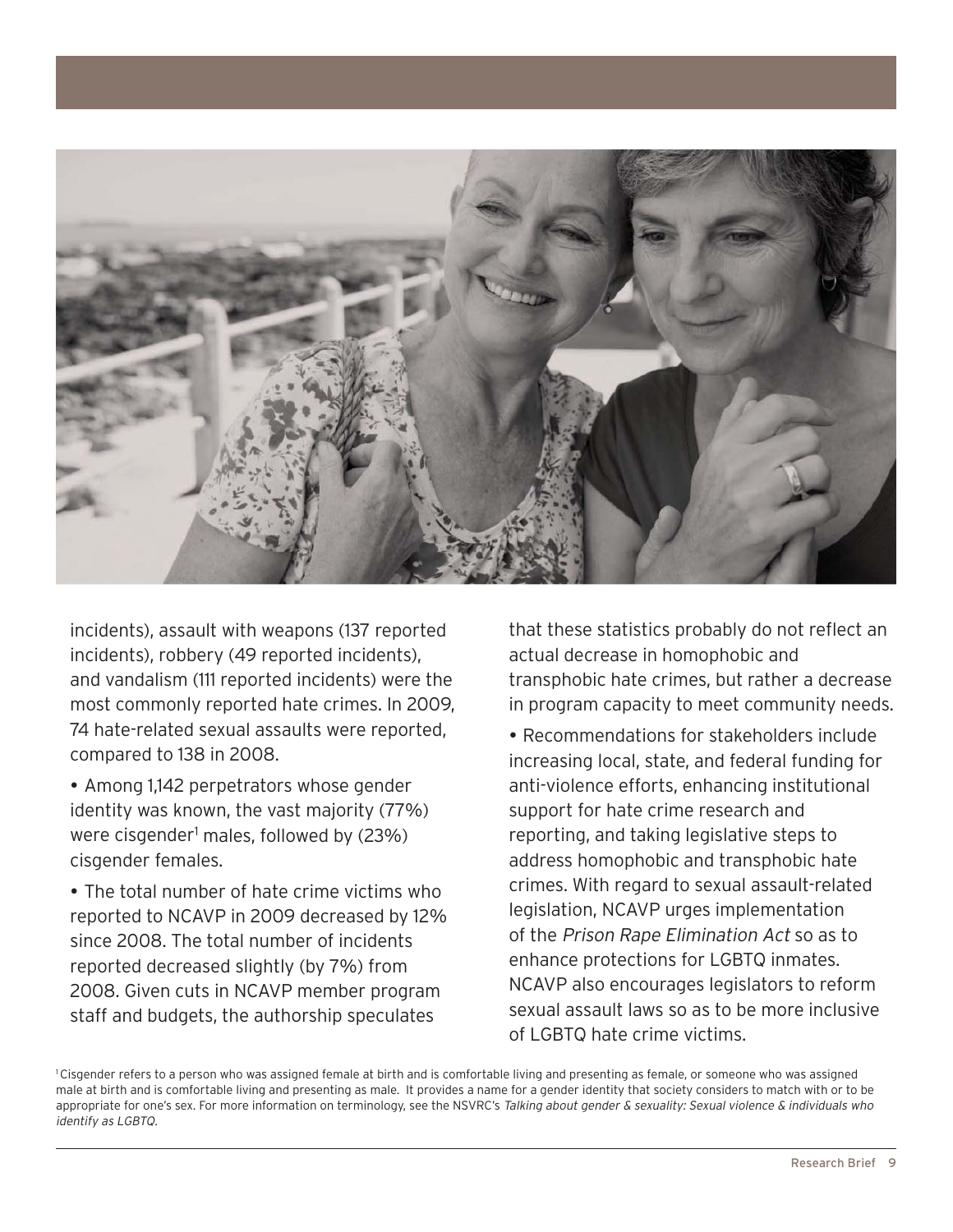incidents), assault with weapons (137 reported incidents), robbery (49 reported incidents), and vandalism (111 reported incidents) were the most commonly reported hate crimes. In 2009, 74 hate-related sexual assaults were reported, compared to 138 in 2008.

- Among 1,142 perpetrators whose gender identity was known, the vast majority (77%) were cisgender[1] males, followed by (23%) cisgender females.
- The total number of hate crime victims who reported to NCAVP in 2009 decreased by 12% since 2008. The total number of incidents reported decreased slightly (by 7%) from 2008. Given cuts in NCAVP member program staff and budgets, the authorship speculates that these statistics probably do not reflect an actual decrease in homophobic and transphobic hate crimes, but rather a decrease in program capacity to meet community needs.
- Recommendations for stakeholders include increasing local, state, and federal funding for anti-violence efforts, enhancing institutional support for hate crime research and reporting, and taking legislative steps to address homophobic and transphobic hate crimes. With regard to sexual assault-related legislation, NCAVP urges implementation of the *Prison Rape Elimination Act* so as to enhance protections for LGBTQ inmates. NCAVP also encourages legislators to reform sexual assault laws so as to be more inclusive of LGBTQ hate crime victims.

[1] Cisgender refers to a person who was assigned female at birth and is comfortable living and presenting as female, or someone who was assigned male at birth and is comfortable living and presenting as male. It provides a name for a gender identity that society considers to match with or to be appropriate for one's sex. For more information on terminology, see the NSVRC's *Talking about gender & sexuality: Sexual violence & individuals who identify as LGBTQ.*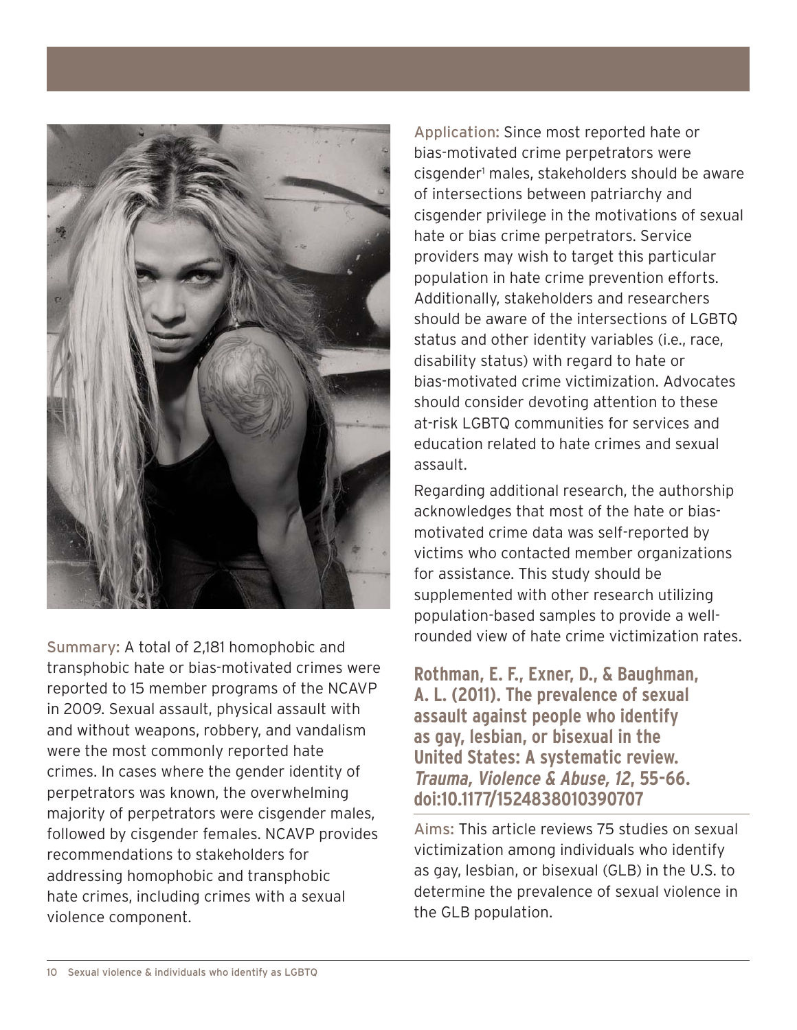Summary: A total of 2,181 homophobic and transphobic hate or bias-motivated crimes were reported to 15 member programs of the NCAVP in 2009. Sexual assault, physical assault with and without weapons, robbery, and vandalism were the most commonly reported hate crimes. In cases where the gender identity of perpetrators was known, the overwhelming majority of perpetrators were cisgender males, followed by cisgender females. NCAVP provides recommendations to stakeholders for addressing homophobic and transphobic hate crimes, including crimes with a sexual violence component.

Application: Since most reported hate or bias-motivated crime perpetrators were cisgender[1] males, stakeholders should be aware of intersections between patriarchy and cisgender privilege in the motivations of sexual hate or bias crime perpetrators. Service providers may wish to target this particular population in hate crime prevention efforts. Additionally, stakeholders and researchers should be aware of the intersections of LGBTQ status and other identity variables (i.e., race, disability status) with regard to hate or bias-motivated crime victimization. Advocates should consider devoting attention to these at-risk LGBTQ communities for services and education related to hate crimes and sexual assault.

Regarding additional research, the authorship acknowledges that most of the hate or bias-motivated crime data was self-reported by victims who contacted member organizations for assistance. This study should be supplemented with other research utilizing population-based samples to provide a well-rounded view of hate crime victimization rates.

**Rothman, E. F., Exner, D., & Baughman, A. L. (2011). The prevalence of sexual assault against people who identify as gay, lesbian, or bisexual in the United States: A systematic review. *Trauma, Violence & Abuse, 12*, 55-66. doi:10.1177/1524838010390707**

Aims: This article reviews 75 studies on sexual victimization among individuals who identify as gay, lesbian, or bisexual (GLB) in the U.S. to determine the prevalence of sexual violence in the GLB population.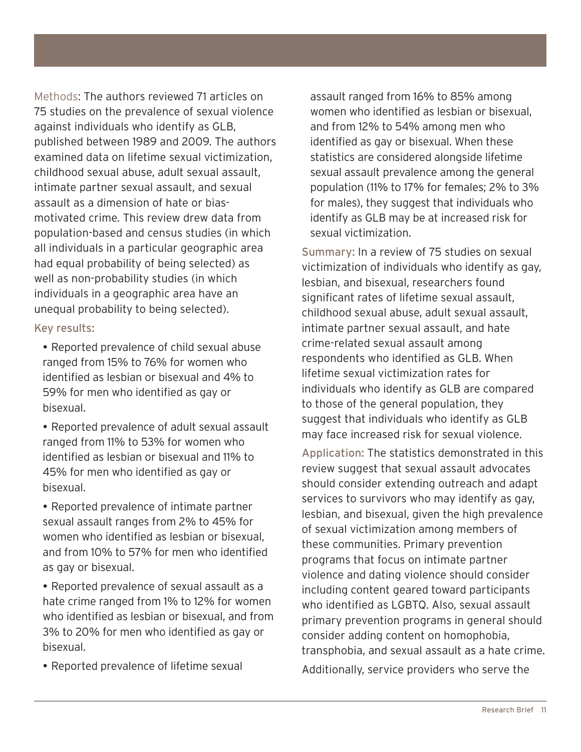Methods: The authors reviewed 71 articles on 75 studies on the prevalence of sexual violence against individuals who identify as GLB, published between 1989 and 2009. The authors examined data on lifetime sexual victimization, childhood sexual abuse, adult sexual assault, intimate partner sexual assault, and sexual assault as a dimension of hate or bias-motivated crime. This review drew data from population-based and census studies (in which all individuals in a particular geographic area had equal probability of being selected) as well as non-probability studies (in which individuals in a geographic area have an unequal probability to being selected).

Key results:

- Reported prevalence of child sexual abuse ranged from 15% to 76% for women who identified as lesbian or bisexual and 4% to 59% for men who identified as gay or bisexual.
- Reported prevalence of adult sexual assault ranged from 11% to 53% for women who identified as lesbian or bisexual and 11% to 45% for men who identified as gay or bisexual.
- Reported prevalence of intimate partner sexual assault ranges from 2% to 45% for women who identified as lesbian or bisexual, and from 10% to 57% for men who identified as gay or bisexual.
- Reported prevalence of sexual assault as a hate crime ranged from 1% to 12% for women who identified as lesbian or bisexual, and from 3% to 20% for men who identified as gay or bisexual.
- Reported prevalence of lifetime sexual assault ranged from 16% to 85% among women who identified as lesbian or bisexual, and from 12% to 54% among men who identified as gay or bisexual. When these statistics are considered alongside lifetime sexual assault prevalence among the general population (11% to 17% for females; 2% to 3% for males), they suggest that individuals who identify as GLB may be at increased risk for sexual victimization.

Summary: In a review of 75 studies on sexual victimization of individuals who identify as gay, lesbian, and bisexual, researchers found significant rates of lifetime sexual assault, childhood sexual abuse, adult sexual assault, intimate partner sexual assault, and hate crime-related sexual assault among respondents who identified as GLB. When lifetime sexual victimization rates for individuals who identify as GLB are compared to those of the general population, they suggest that individuals who identify as GLB may face increased risk for sexual violence.

Application: The statistics demonstrated in this review suggest that sexual assault advocates should consider extending outreach and adapt services to survivors who may identify as gay, lesbian, and bisexual, given the high prevalence of sexual victimization among members of these communities. Primary prevention programs that focus on intimate partner violence and dating violence should consider including content geared toward participants who identified as LGBTQ. Also, sexual assault primary prevention programs in general should consider adding content on homophobia, transphobia, and sexual assault as a hate crime.

Additionally, service providers who serve the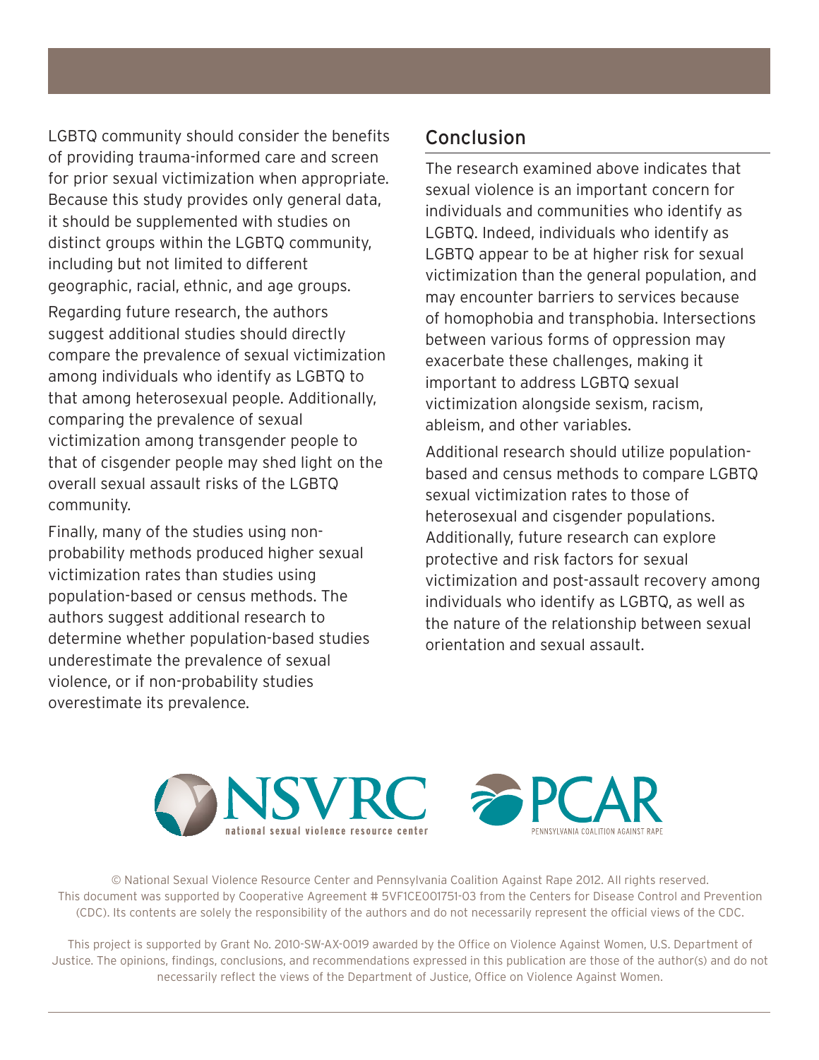LGBTQ community should consider the benefits of providing trauma-informed care and screen for prior sexual victimization when appropriate. Because this study provides only general data, it should be supplemented with studies on distinct groups within the LGBTQ community, including but not limited to different geographic, racial, ethnic, and age groups.

Regarding future research, the authors suggest additional studies should directly compare the prevalence of sexual victimization among individuals who identify as LGBTQ to that among heterosexual people. Additionally, comparing the prevalence of sexual victimization among transgender people to that of cisgender people may shed light on the overall sexual assault risks of the LGBTQ community.

Finally, many of the studies using non-probability methods produced higher sexual victimization rates than studies using population-based or census methods. The authors suggest additional research to determine whether population-based studies underestimate the prevalence of sexual violence, or if non-probability studies overestimate its prevalence.

## Conclusion

The research examined above indicates that sexual violence is an important concern for individuals and communities who identify as LGBTQ. Indeed, individuals who identify as LGBTQ appear to be at higher risk for sexual victimization than the general population, and may encounter barriers to services because of homophobia and transphobia. Intersections between various forms of oppression may exacerbate these challenges, making it important to address LGBTQ sexual victimization alongside sexism, racism, ableism, and other variables.

Additional research should utilize population-based and census methods to compare LGBTQ sexual victimization rates to those of heterosexual and cisgender populations. Additionally, future research can explore protective and risk factors for sexual victimization and post-assault recovery among individuals who identify as LGBTQ, as well as the nature of the relationship between sexual orientation and sexual assault.

NSVRC national sexual violence resource center

PCAR PENNSYLVANIA COALITION AGAINST RAPE

© National Sexual Violence Resource Center and Pennsylvania Coalition Against Rape 2012. All rights reserved. This document was supported by Cooperative Agreement # 5VF1CE001751-03 from the Centers for Disease Control and Prevention (CDC). Its contents are solely the responsibility of the authors and do not necessarily represent the official views of the CDC.

This project is supported by Grant No. 2010-SW-AX-0019 awarded by the Office on Violence Against Women, U.S. Department of Justice. The opinions, findings, conclusions, and recommendations expressed in this publication are those of the author(s) and do not necessarily reflect the views of the Department of Justice, Office on Violence Against Women.